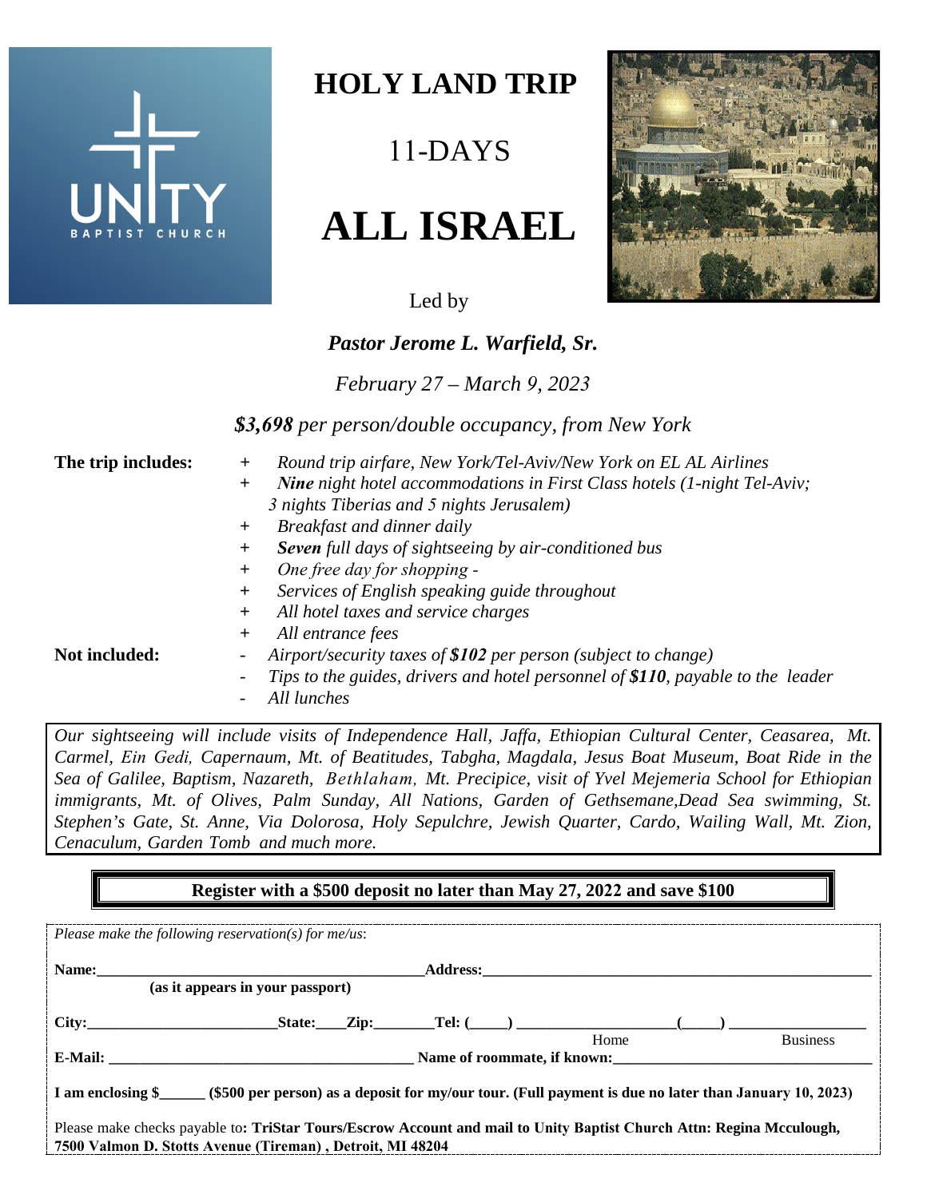UNITY BAPTIST CHURCH

# HOLY LAND TRIP

## 11-DAYS

# ALL ISRAEL

Led by

***Pastor Jerome L. Warfield, Sr.***

*February 27 – March 9, 2023*

***$3,698** per person/double occupancy, from New York*

**The trip includes:**

+ *Round trip airfare, New York/Tel-Aviv/New York on EL AL Airlines*
+ ***Nine** night hotel accommodations in First Class hotels (1-night Tel-Aviv; 3 nights Tiberias and 5 nights Jerusalem)*
+ *Breakfast and dinner daily*
+ ***Seven** full days of sightseeing by air-conditioned bus*
+ *One free day for shopping -*
+ *Services of English speaking guide throughout*
+ *All hotel taxes and service charges*
+ *All entrance fees*

**Not included:**

- *Airport/security taxes of **$102** per person (subject to change)*
- *Tips to the guides, drivers and hotel personnel of **$110**, payable to the leader*
- *All lunches*

*Our sightseeing will include visits of Independence Hall, Jaffa, Ethiopian Cultural Center, Ceasarea, Mt. Carmel, Ein Gedi, Capernaum, Mt. of Beatitudes, Tabgha, Magdala, Jesus Boat Museum, Boat Ride in the Sea of Galilee, Baptism, Nazareth, Bethlaham, Mt. Precipice, visit of Yvel Mejemeria School for Ethiopian immigrants, Mt. of Olives, Palm Sunday, All Nations, Garden of Gethsemane,Dead Sea swimming, St. Stephen's Gate, St. Anne, Via Dolorosa, Holy Sepulchre, Jewish Quarter, Cardo, Wailing Wall, Mt. Zion, Cenaculum, Garden Tomb and much more.*

**Register with a $500 deposit no later than May 27, 2022 and save $100**

*Please make the following reservation(s) for me/us:*

**Name:**________________________________________ **Address:**____________________________________________________
**(as it appears in your passport)**

**City:**________________________ **State:**____ **Zip:**________ **Tel: (**_____**)** ____________________ **(**_____**)** _________________
Home Business

**E-Mail:** ________________________________________ **Name of roommate, if known:**_________________________________

**I am enclosing $**______ **($500 per person) as a deposit for my/our tour. (Full payment is due no later than January 10, 2023)**

Please make checks payable to**: TriStar Tours/Escrow Account and mail to Unity Baptist Church Attn: Regina Mcculough, 7500 Valmon D. Stotts Avenue (Tireman) , Detroit, MI 48204**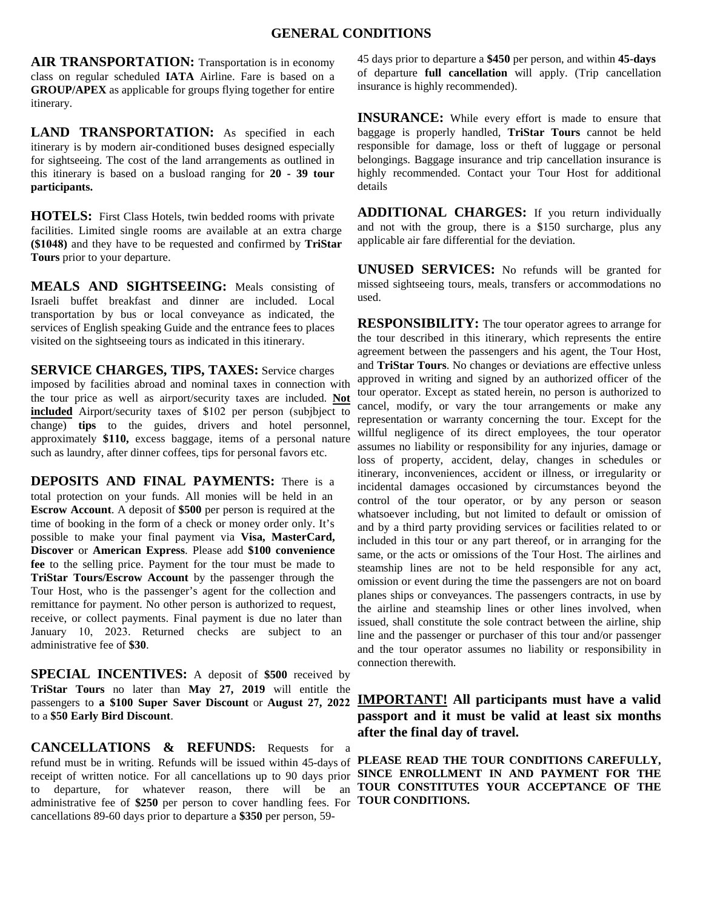# GENERAL CONDITIONS

**AIR TRANSPORTATION:** Transportation is in economy class on regular scheduled **IATA** Airline. Fare is based on a **GROUP/APEX** as applicable for groups flying together for entire itinerary.

**LAND TRANSPORTATION:** As specified in each itinerary is by modern air-conditioned buses designed especially for sightseeing. The cost of the land arrangements as outlined in this itinerary is based on a busload ranging for **20 - 39 tour participants.**

**HOTELS:** First Class Hotels, twin bedded rooms with private facilities. Limited single rooms are available at an extra charge **($1048)** and they have to be requested and confirmed by **TriStar Tours** prior to your departure.

**MEALS AND SIGHTSEEING:** Meals consisting of Israeli buffet breakfast and dinner are included. Local transportation by bus or local conveyance as indicated, the services of English speaking Guide and the entrance fees to places visited on the sightseeing tours as indicated in this itinerary.

**SERVICE CHARGES, TIPS, TAXES:** Service charges imposed by facilities abroad and nominal taxes in connection with the tour price as well as airport/security taxes are included. **Not included** Airport/security taxes of $102 per person (subjbject to change) **tips** to the guides, drivers and hotel personnel, approximately **$110,** excess baggage, items of a personal nature such as laundry, after dinner coffees, tips for personal favors etc.

**DEPOSITS AND FINAL PAYMENTS:** There is a total protection on your funds. All monies will be held in an **Escrow Account**. A deposit of **$500** per person is required at the time of booking in the form of a check or money order only. It's possible to make your final payment via **Visa, MasterCard, Discover** or **American Express**. Please add **$100 convenience fee** to the selling price. Payment for the tour must be made to **TriStar Tours/Escrow Account** by the passenger through the Tour Host, who is the passenger's agent for the collection and remittance for payment. No other person is authorized to request, receive, or collect payments. Final payment is due no later than January 10, 2023. Returned checks are subject to an administrative fee of **$30**.

**SPECIAL INCENTIVES:** A deposit of **$500** received by **TriStar Tours** no later than **May 27, 2019** will entitle the passengers to **a $100 Super Saver Discount** or **August 27, 2022** to a **$50 Early Bird Discount**.

**CANCELLATIONS & REFUNDS:** Requests for a refund must be in writing. Refunds will be issued within 45-days of receipt of written notice. For all cancellations up to 90 days prior to departure, for whatever reason, there will be an administrative fee of **$250** per person to cover handling fees. For cancellations 89-60 days prior to departure a **$350** per person, 59-45 days prior to departure a **$450** per person, and within **45-days** of departure **full cancellation** will apply. (Trip cancellation insurance is highly recommended).

**INSURANCE:** While every effort is made to ensure that baggage is properly handled, **TriStar Tours** cannot be held responsible for damage, loss or theft of luggage or personal belongings. Baggage insurance and trip cancellation insurance is highly recommended. Contact your Tour Host for additional details

**ADDITIONAL CHARGES:** If you return individually and not with the group, there is a $150 surcharge, plus any applicable air fare differential for the deviation.

**UNUSED SERVICES:** No refunds will be granted for missed sightseeing tours, meals, transfers or accommodations no used.

**RESPONSIBILITY:** The tour operator agrees to arrange for the tour described in this itinerary, which represents the entire agreement between the passengers and his agent, the Tour Host, and **TriStar Tours**. No changes or deviations are effective unless approved in writing and signed by an authorized officer of the tour operator. Except as stated herein, no person is authorized to cancel, modify, or vary the tour arrangements or make any representation or warranty concerning the tour. Except for the willful negligence of its direct employees, the tour operator assumes no liability or responsibility for any injuries, damage or loss of property, accident, delay, changes in schedules or itinerary, inconveniences, accident or illness, or irregularity or incidental damages occasioned by circumstances beyond the control of the tour operator, or by any person or season whatsoever including, but not limited to default or omission of and by a third party providing services or facilities related to or included in this tour or any part thereof, or in arranging for the same, or the acts or omissions of the Tour Host. The airlines and steamship lines are not to be held responsible for any act, omission or event during the time the passengers are not on board planes ships or conveyances. The passengers contracts, in use by the airline and steamship lines or other lines involved, when issued, shall constitute the sole contract between the airline, ship line and the passenger or purchaser of this tour and/or passenger and the tour operator assumes no liability or responsibility in connection therewith.

**IMPORTANT! All participants must have a valid passport and it must be valid at least six months after the final day of travel.**

**PLEASE READ THE TOUR CONDITIONS CAREFULLY, SINCE ENROLLMENT IN AND PAYMENT FOR THE TOUR CONSTITUTES YOUR ACCEPTANCE OF THE TOUR CONDITIONS.**